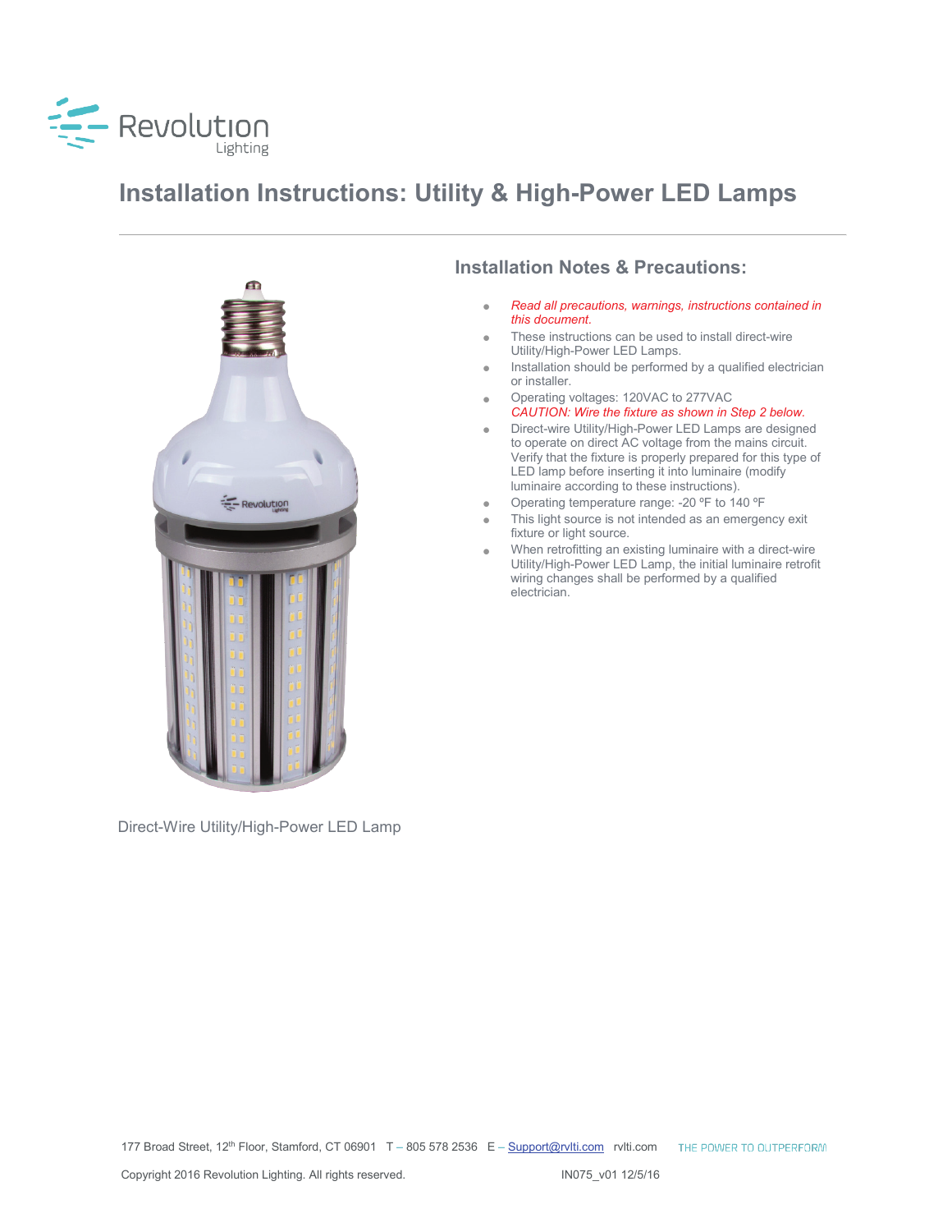Revolution Lighting

# Installation Instructions: Utility & High-Power LED Lamps

Direct-Wire Utility/High-Power LED Lamp

## Installation Notes & Precautions:

- *Read all precautions, warnings, instructions contained in this document.*
- These instructions can be used to install direct-wire Utility/High-Power LED Lamps.
- Installation should be performed by a qualified electrician or installer.
- Operating voltages: 120VAC to 277VAC
  *CAUTION: Wire the fixture as shown in Step 2 below.*
- Direct-wire Utility/High-Power LED Lamps are designed to operate on direct AC voltage from the mains circuit. Verify that the fixture is properly prepared for this type of LED lamp before inserting it into luminaire (modify luminaire according to these instructions).
- Operating temperature range: -20 ºF to 140 ºF
- This light source is not intended as an emergency exit fixture or light source.
- When retrofitting an existing luminaire with a direct-wire Utility/High-Power LED Lamp, the initial luminaire retrofit wiring changes shall be performed by a qualified electrician.

177 Broad Street, 12th Floor, Stamford, CT 06901 T – 805 578 2536 E – Support@rvlti.com rvlti.com THE POWER TO OUTPERFORM

Copyright 2016 Revolution Lighting. All rights reserved. IN075_v01 12/5/16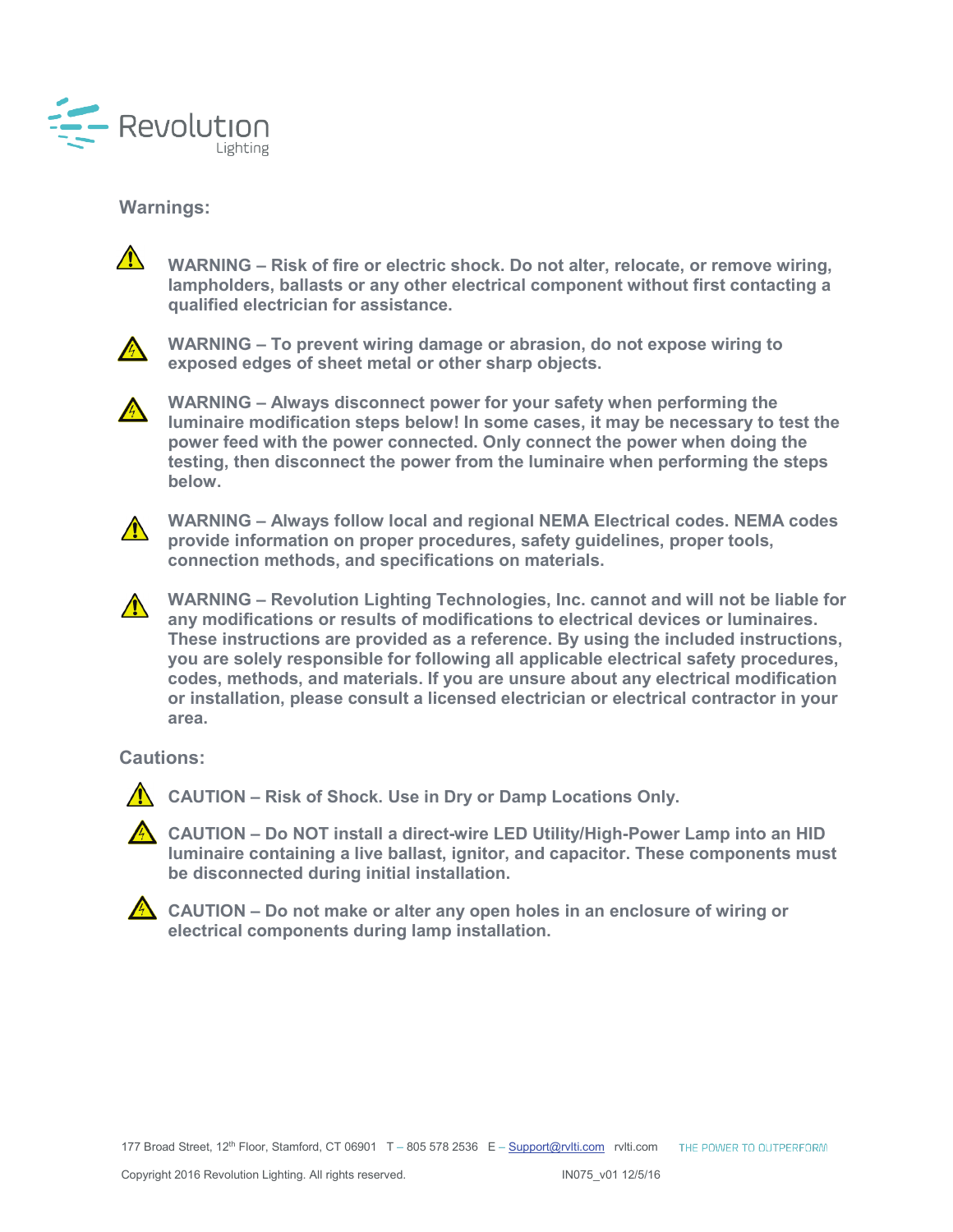## Warnings:

⚠ **WARNING – Risk of fire or electric shock. Do not alter, relocate, or remove wiring, lampholders, ballasts or any other electrical component without first contacting a qualified electrician for assistance.**

⚠ **WARNING – To prevent wiring damage or abrasion, do not expose wiring to exposed edges of sheet metal or other sharp objects.**

⚠ **WARNING – Always disconnect power for your safety when performing the luminaire modification steps below! In some cases, it may be necessary to test the power feed with the power connected. Only connect the power when doing the testing, then disconnect the power from the luminaire when performing the steps below.**

⚠ **WARNING – Always follow local and regional NEMA Electrical codes. NEMA codes provide information on proper procedures, safety guidelines, proper tools, connection methods, and specifications on materials.**

⚠ **WARNING – Revolution Lighting Technologies, Inc. cannot and will not be liable for any modifications or results of modifications to electrical devices or luminaires. These instructions are provided as a reference. By using the included instructions, you are solely responsible for following all applicable electrical safety procedures, codes, methods, and materials. If you are unsure about any electrical modification or installation, please consult a licensed electrician or electrical contractor in your area.**

## Cautions:

⚠ **CAUTION – Risk of Shock. Use in Dry or Damp Locations Only.**

⚠ **CAUTION – Do NOT install a direct-wire LED Utility/High-Power Lamp into an HID luminaire containing a live ballast, ignitor, and capacitor. These components must be disconnected during initial installation.**

⚠ **CAUTION – Do not make or alter any open holes in an enclosure of wiring or electrical components during lamp installation.**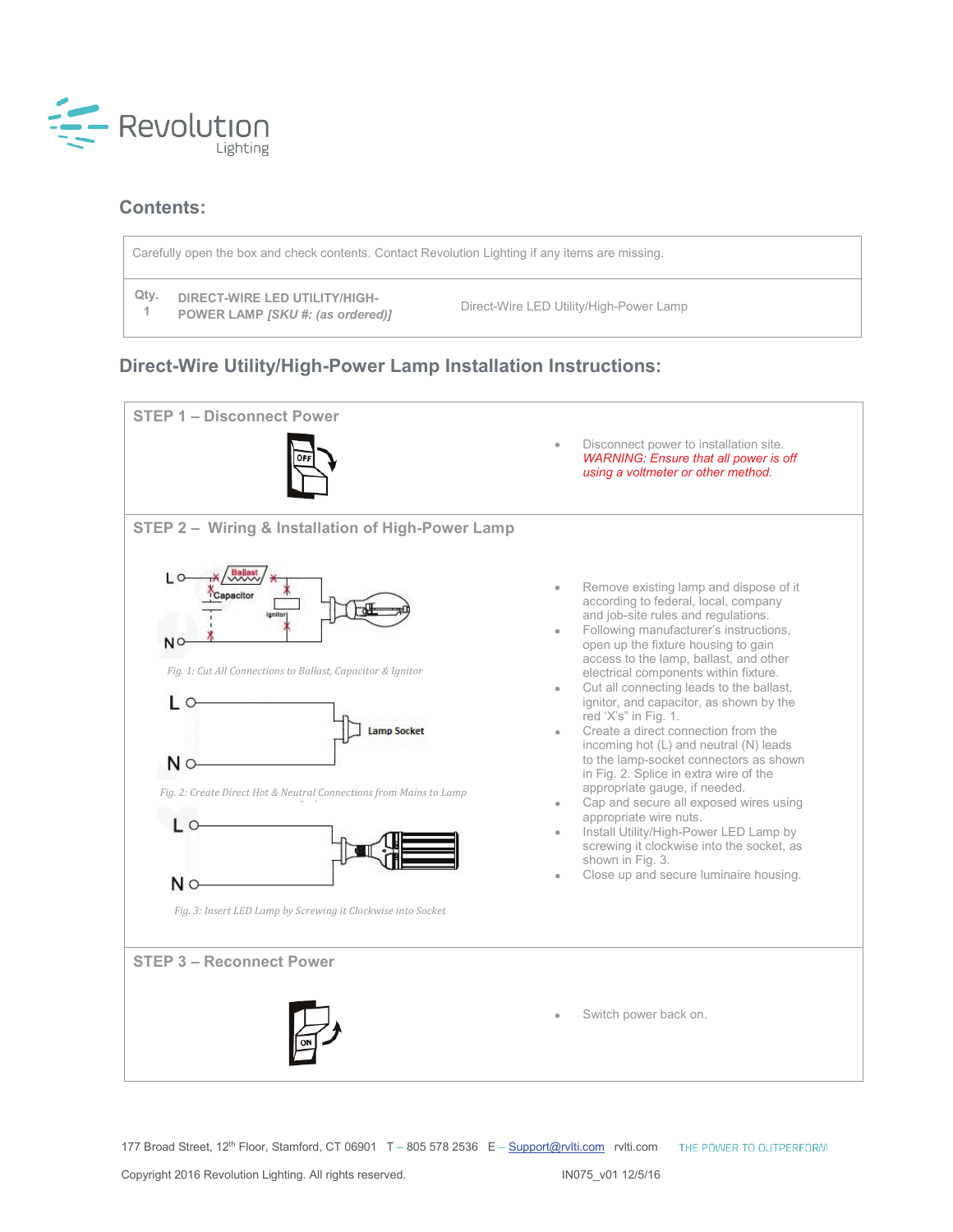## Contents:

| | | |
|---|---|---|
| Carefully open the box and check contents. Contact Revolution Lighting if any items are missing. | | |
| Qty. 1 | **DIRECT-WIRE LED UTILITY/HIGH-POWER LAMP *[SKU #: (as ordered)]*** | Direct-Wire LED Utility/High-Power Lamp |

## Direct-Wire Utility/High-Power Lamp Installation Instructions:

### STEP 1 – Disconnect Power

- Disconnect power to installation site. *WARNING: Ensure that all power is off using a voltmeter or other method.*

### STEP 2 – Wiring & Installation of High-Power Lamp

Fig. 1: Cut All Connections to Ballast, Capacitor & Ignitor

Fig. 2: Create Direct Hot & Neutral Connections from Mains to Lamp

Fig. 3: Insert LED Lamp by Screwing it Clockwise into Socket

- Remove existing lamp and dispose of it according to federal, local, company and job-site rules and regulations.
- Following manufacturer's instructions, open up the fixture housing to gain access to the lamp, ballast, and other electrical components within fixture.
- Cut all connecting leads to the ballast, ignitor, and capacitor, as shown by the red 'X's" in Fig. 1.
- Create a direct connection from the incoming hot (L) and neutral (N) leads to the lamp-socket connectors as shown in Fig. 2. Splice in extra wire of the appropriate gauge, if needed.
- Cap and secure all exposed wires using appropriate wire nuts.
- Install Utility/High-Power LED Lamp by screwing it clockwise into the socket, as shown in Fig. 3.
- Close up and secure luminaire housing.

### STEP 3 – Reconnect Power

- Switch power back on.

177 Broad Street, 12th Floor, Stamford, CT 06901 T – 805 578 2536 E – Support@rvlti.com rvlti.com THE POWER TO OUTPERFORM

Copyright 2016 Revolution Lighting. All rights reserved. IN075_v01 12/5/16